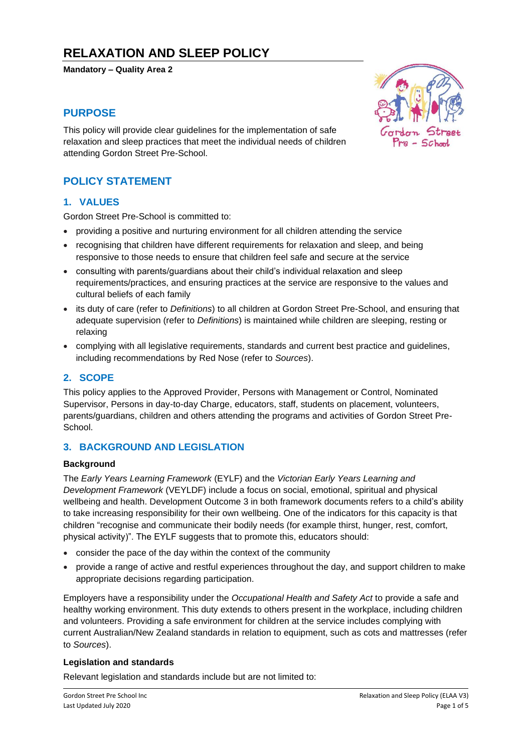# RELAXATION AND SLEEP POLICY

**Mandatory – Quality Area 2**

## PURPOSE

This policy will provide clear guidelines for the implementation of safe relaxation and sleep practices that meet the individual needs of children attending Gordon Street Pre-School.

## POLICY STATEMENT

### 1. VALUES

Gordon Street Pre-School is committed to:

- providing a positive and nurturing environment for all children attending the service
- recognising that children have different requirements for relaxation and sleep, and being responsive to those needs to ensure that children feel safe and secure at the service
- consulting with parents/guardians about their child's individual relaxation and sleep requirements/practices, and ensuring practices at the service are responsive to the values and cultural beliefs of each family
- its duty of care (refer to *Definitions*) to all children at Gordon Street Pre-School, and ensuring that adequate supervision (refer to *Definitions*) is maintained while children are sleeping, resting or relaxing
- complying with all legislative requirements, standards and current best practice and guidelines, including recommendations by Red Nose (refer to *Sources*).

### 2. SCOPE

This policy applies to the Approved Provider, Persons with Management or Control, Nominated Supervisor, Persons in day-to-day Charge, educators, staff, students on placement, volunteers, parents/guardians, children and others attending the programs and activities of Gordon Street Pre-School.

### 3. BACKGROUND AND LEGISLATION

**Background**

The *Early Years Learning Framework* (EYLF) and the *Victorian Early Years Learning and Development Framework* (VEYLDF) include a focus on social, emotional, spiritual and physical wellbeing and health. Development Outcome 3 in both framework documents refers to a child's ability to take increasing responsibility for their own wellbeing. One of the indicators for this capacity is that children "recognise and communicate their bodily needs (for example thirst, hunger, rest, comfort, physical activity)". The EYLF suggests that to promote this, educators should:

- consider the pace of the day within the context of the community
- provide a range of active and restful experiences throughout the day, and support children to make appropriate decisions regarding participation.

Employers have a responsibility under the *Occupational Health and Safety Act* to provide a safe and healthy working environment. This duty extends to others present in the workplace, including children and volunteers. Providing a safe environment for children at the service includes complying with current Australian/New Zealand standards in relation to equipment, such as cots and mattresses (refer to *Sources*).

**Legislation and standards**

Relevant legislation and standards include but are not limited to: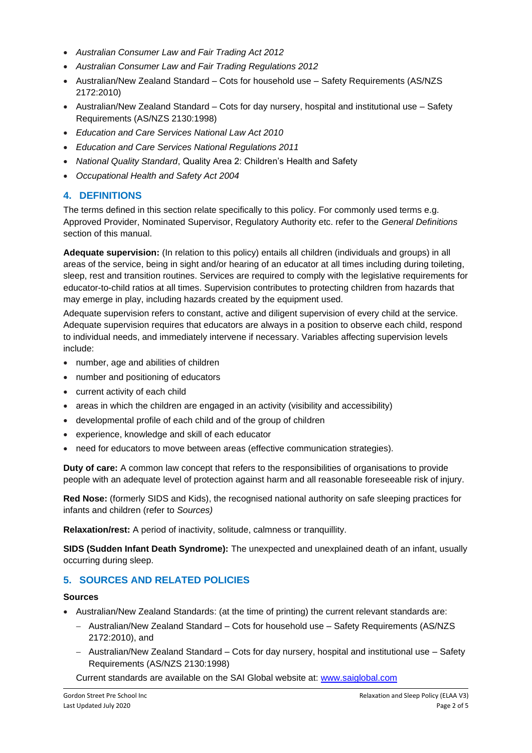- *Australian Consumer Law and Fair Trading Act 2012*
- *Australian Consumer Law and Fair Trading Regulations 2012*
- Australian/New Zealand Standard – Cots for household use – Safety Requirements (AS/NZS 2172:2010)
- Australian/New Zealand Standard – Cots for day nursery, hospital and institutional use – Safety Requirements (AS/NZS 2130:1998)
- *Education and Care Services National Law Act 2010*
- *Education and Care Services National Regulations 2011*
- *National Quality Standard*, Quality Area 2: Children's Health and Safety
- *Occupational Health and Safety Act 2004*

## 4. DEFINITIONS

The terms defined in this section relate specifically to this policy. For commonly used terms e.g. Approved Provider, Nominated Supervisor, Regulatory Authority etc. refer to the *General Definitions* section of this manual.

**Adequate supervision:** (In relation to this policy) entails all children (individuals and groups) in all areas of the service, being in sight and/or hearing of an educator at all times including during toileting, sleep, rest and transition routines. Services are required to comply with the legislative requirements for educator-to-child ratios at all times. Supervision contributes to protecting children from hazards that may emerge in play, including hazards created by the equipment used.

Adequate supervision refers to constant, active and diligent supervision of every child at the service. Adequate supervision requires that educators are always in a position to observe each child, respond to individual needs, and immediately intervene if necessary. Variables affecting supervision levels include:

- number, age and abilities of children
- number and positioning of educators
- current activity of each child
- areas in which the children are engaged in an activity (visibility and accessibility)
- developmental profile of each child and of the group of children
- experience, knowledge and skill of each educator
- need for educators to move between areas (effective communication strategies).

**Duty of care:** A common law concept that refers to the responsibilities of organisations to provide people with an adequate level of protection against harm and all reasonable foreseeable risk of injury.

**Red Nose:** (formerly SIDS and Kids), the recognised national authority on safe sleeping practices for infants and children (refer to *Sources)*

**Relaxation/rest:** A period of inactivity, solitude, calmness or tranquillity.

**SIDS (Sudden Infant Death Syndrome):** The unexpected and unexplained death of an infant, usually occurring during sleep.

## 5. SOURCES AND RELATED POLICIES

**Sources**

- Australian/New Zealand Standards: (at the time of printing) the current relevant standards are:
  - Australian/New Zealand Standard – Cots for household use – Safety Requirements (AS/NZS 2172:2010), and
  - Australian/New Zealand Standard – Cots for day nursery, hospital and institutional use – Safety Requirements (AS/NZS 2130:1998)

  Current standards are available on the SAI Global website at: [www.saiglobal.com](http://www.saiglobal.com)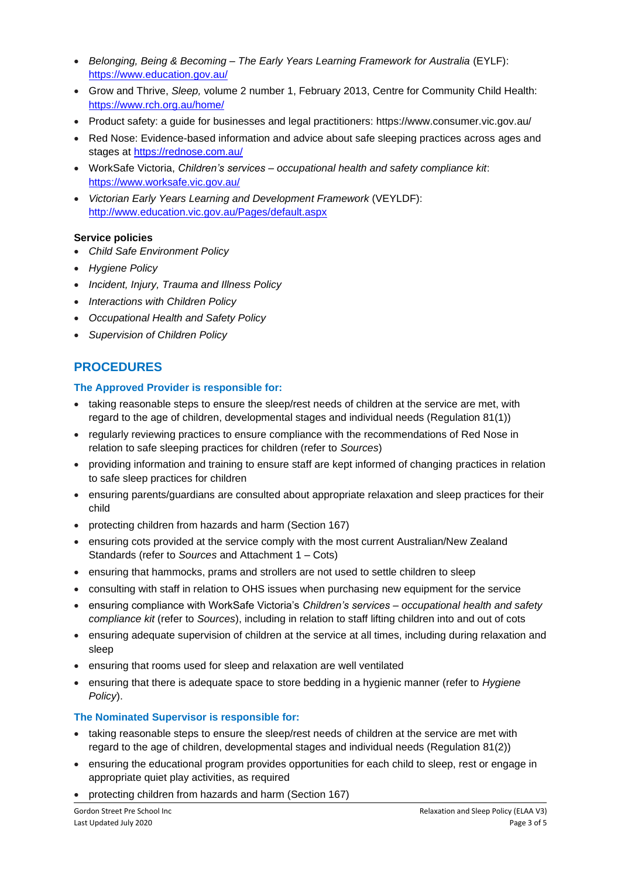- *Belonging, Being & Becoming – The Early Years Learning Framework for Australia* (EYLF): https://www.education.gov.au/
- Grow and Thrive, *Sleep,* volume 2 number 1, February 2013, Centre for Community Child Health: https://www.rch.org.au/home/
- Product safety: a guide for businesses and legal practitioners: https://www.consumer.vic.gov.au/
- Red Nose: Evidence-based information and advice about safe sleeping practices across ages and stages at https://rednose.com.au/
- WorkSafe Victoria, *Children's services – occupational health and safety compliance kit*: https://www.worksafe.vic.gov.au/
- *Victorian Early Years Learning and Development Framework* (VEYLDF): http://www.education.vic.gov.au/Pages/default.aspx

**Service policies**

- *Child Safe Environment Policy*
- *Hygiene Policy*
- *Incident, Injury, Trauma and Illness Policy*
- *Interactions with Children Policy*
- *Occupational Health and Safety Policy*
- *Supervision of Children Policy*

## PROCEDURES

### The Approved Provider is responsible for:

- taking reasonable steps to ensure the sleep/rest needs of children at the service are met, with regard to the age of children, developmental stages and individual needs (Regulation 81(1))
- regularly reviewing practices to ensure compliance with the recommendations of Red Nose in relation to safe sleeping practices for children (refer to *Sources*)
- providing information and training to ensure staff are kept informed of changing practices in relation to safe sleep practices for children
- ensuring parents/guardians are consulted about appropriate relaxation and sleep practices for their child
- protecting children from hazards and harm (Section 167)
- ensuring cots provided at the service comply with the most current Australian/New Zealand Standards (refer to *Sources* and Attachment 1 – Cots)
- ensuring that hammocks, prams and strollers are not used to settle children to sleep
- consulting with staff in relation to OHS issues when purchasing new equipment for the service
- ensuring compliance with WorkSafe Victoria's *Children's services – occupational health and safety compliance kit* (refer to *Sources*), including in relation to staff lifting children into and out of cots
- ensuring adequate supervision of children at the service at all times, including during relaxation and sleep
- ensuring that rooms used for sleep and relaxation are well ventilated
- ensuring that there is adequate space to store bedding in a hygienic manner (refer to *Hygiene Policy*).

### The Nominated Supervisor is responsible for:

- taking reasonable steps to ensure the sleep/rest needs of children at the service are met with regard to the age of children, developmental stages and individual needs (Regulation 81(2))
- ensuring the educational program provides opportunities for each child to sleep, rest or engage in appropriate quiet play activities, as required
- protecting children from hazards and harm (Section 167)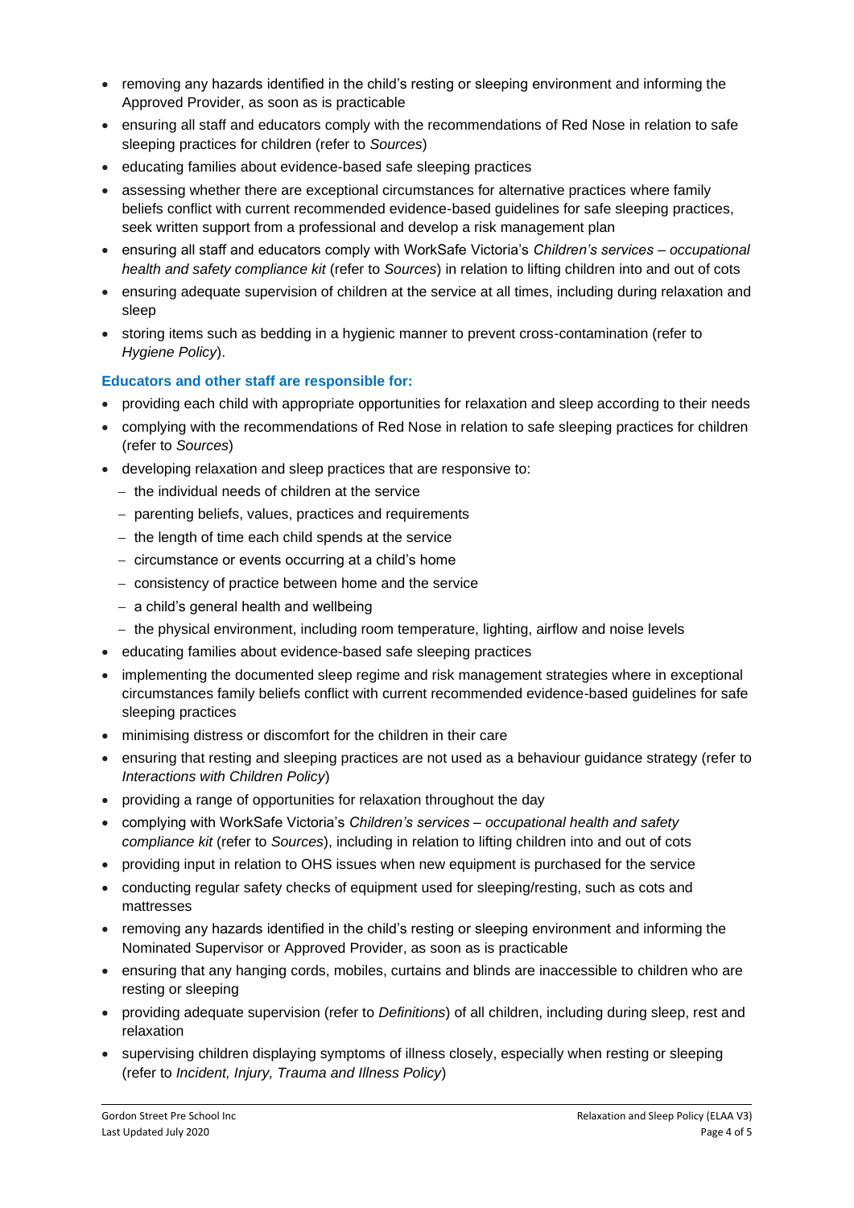- removing any hazards identified in the child's resting or sleeping environment and informing the Approved Provider, as soon as is practicable
- ensuring all staff and educators comply with the recommendations of Red Nose in relation to safe sleeping practices for children (refer to *Sources*)
- educating families about evidence-based safe sleeping practices
- assessing whether there are exceptional circumstances for alternative practices where family beliefs conflict with current recommended evidence-based guidelines for safe sleeping practices, seek written support from a professional and develop a risk management plan
- ensuring all staff and educators comply with WorkSafe Victoria's *Children's services – occupational health and safety compliance kit* (refer to *Sources*) in relation to lifting children into and out of cots
- ensuring adequate supervision of children at the service at all times, including during relaxation and sleep
- storing items such as bedding in a hygienic manner to prevent cross-contamination (refer to *Hygiene Policy*).

**Educators and other staff are responsible for:**

- providing each child with appropriate opportunities for relaxation and sleep according to their needs
- complying with the recommendations of Red Nose in relation to safe sleeping practices for children (refer to *Sources*)
- developing relaxation and sleep practices that are responsive to:
  - the individual needs of children at the service
  - parenting beliefs, values, practices and requirements
  - the length of time each child spends at the service
  - circumstance or events occurring at a child's home
  - consistency of practice between home and the service
  - a child's general health and wellbeing
  - the physical environment, including room temperature, lighting, airflow and noise levels
- educating families about evidence-based safe sleeping practices
- implementing the documented sleep regime and risk management strategies where in exceptional circumstances family beliefs conflict with current recommended evidence-based guidelines for safe sleeping practices
- minimising distress or discomfort for the children in their care
- ensuring that resting and sleeping practices are not used as a behaviour guidance strategy (refer to *Interactions with Children Policy*)
- providing a range of opportunities for relaxation throughout the day
- complying with WorkSafe Victoria's *Children's services – occupational health and safety compliance kit* (refer to *Sources*), including in relation to lifting children into and out of cots
- providing input in relation to OHS issues when new equipment is purchased for the service
- conducting regular safety checks of equipment used for sleeping/resting, such as cots and mattresses
- removing any hazards identified in the child's resting or sleeping environment and informing the Nominated Supervisor or Approved Provider, as soon as is practicable
- ensuring that any hanging cords, mobiles, curtains and blinds are inaccessible to children who are resting or sleeping
- providing adequate supervision (refer to *Definitions*) of all children, including during sleep, rest and relaxation
- supervising children displaying symptoms of illness closely, especially when resting or sleeping (refer to *Incident, Injury, Trauma and Illness Policy*)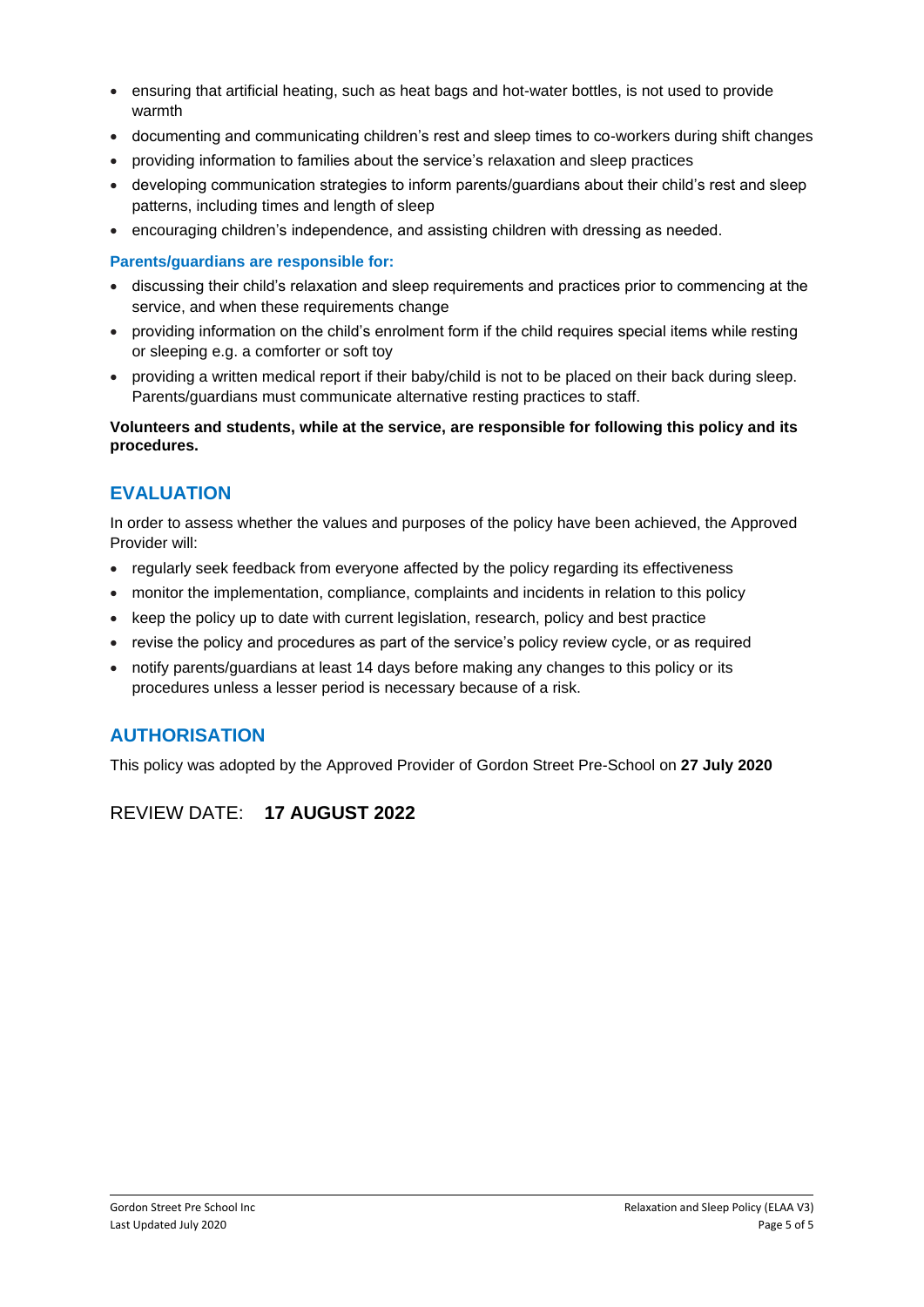- ensuring that artificial heating, such as heat bags and hot-water bottles, is not used to provide warmth
- documenting and communicating children's rest and sleep times to co-workers during shift changes
- providing information to families about the service's relaxation and sleep practices
- developing communication strategies to inform parents/guardians about their child's rest and sleep patterns, including times and length of sleep
- encouraging children's independence, and assisting children with dressing as needed.

**Parents/guardians are responsible for:**

- discussing their child's relaxation and sleep requirements and practices prior to commencing at the service, and when these requirements change
- providing information on the child's enrolment form if the child requires special items while resting or sleeping e.g. a comforter or soft toy
- providing a written medical report if their baby/child is not to be placed on their back during sleep. Parents/guardians must communicate alternative resting practices to staff.

**Volunteers and students, while at the service, are responsible for following this policy and its procedures.**

## EVALUATION

In order to assess whether the values and purposes of the policy have been achieved, the Approved Provider will:

- regularly seek feedback from everyone affected by the policy regarding its effectiveness
- monitor the implementation, compliance, complaints and incidents in relation to this policy
- keep the policy up to date with current legislation, research, policy and best practice
- revise the policy and procedures as part of the service's policy review cycle, or as required
- notify parents/guardians at least 14 days before making any changes to this policy or its procedures unless a lesser period is necessary because of a risk.

## AUTHORISATION

This policy was adopted by the Approved Provider of Gordon Street Pre-School on **27 July 2020**

REVIEW DATE: **17 AUGUST 2022**